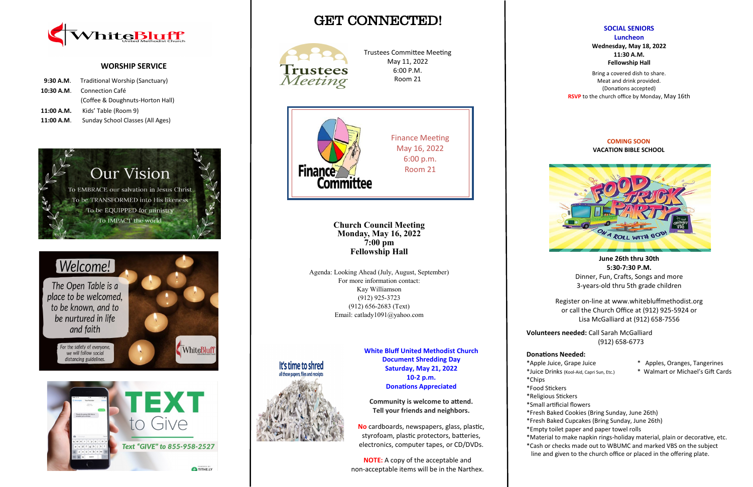# WhiteBluff United Methodist Church

## WORSHIP SERVICE

**9:30 A.M.** Traditional Worship (Sanctuary)
**10:30 A.M.** Connection Café
(Coffee & Doughnuts-Horton Hall)
**11:00 A.M.** Kids' Table (Room 9)
**11:00 A.M.** Sunday School Classes (All Ages)

## Our Vision

To EMBRACE our salvation in Jesus Christ
To be TRANSFORMED into His likeness
To be EQUIPPED for ministry
To IMPACT the world

## Welcome!

The Open Table is a place to be welcomed, to be known, and to be nurtured in life and faith

For the safety of everyone, we will follow social distancing guidelines.

## TEXT to Give

Text "GIVE" to 855-958-2527

# GET CONNECTED!

**Trustees Meeting**

Trustees Committee Meeting
May 11, 2022
6:00 P.M.
Room 21

**Finance Committee**

Finance Meeting
May 16, 2022
6:00 p.m.
Room 21

**Church Council Meeting**
**Monday, May 16, 2022**
**7:00 pm**
**Fellowship Hall**

Agenda: Looking Ahead (July, August, September)
For more information contact:
Kay Williamson
(912) 925-3723
(912) 656-2683 (Text)
Email: catlady1091@yahoo.com

**It's time to shred** all those papers, files and receipts

**White Bluff United Methodist Church**
**Document Shredding Day**
**Saturday, May 21, 2022**
**10-2 p.m.**
**Donations Appreciated**

**Community is welcome to attend.**
**Tell your friends and neighbors.**

**No** cardboards, newspapers, glass, plastic, styrofoam, plastic protectors, batteries, electronics, computer tapes, or CD/DVDs.

**NOTE:** A copy of the acceptable and non-acceptable items will be in the Narthex.

## SOCIAL SENIORS Luncheon

**Wednesday, May 18, 2022**
**11:30 A.M.**
**Fellowship Hall**

Bring a covered dish to share.
Meat and drink provided.
(Donations accepted)
**RSVP** to the church office by Monday, May 16th

## COMING SOON
## VACATION BIBLE SCHOOL

**FOOD TRUCK PARTY** — ON A ROLL WITH GOD!

**June 26th thru 30th**
**5:30-7:30 P.M.**
Dinner, Fun, Crafts, Songs and more
3-years-old thru 5th grade children

Register on-line at www.whitebluffmethodist.org or call the Church Office at (912) 925-5924 or Lisa McGalliard at (912) 658-7556

**Volunteers needed:** Call Sarah McGalliard (912) 658-6773

**Donations Needed:**
*Apple Juice, Grape Juice
*Juice Drinks (Kool-Aid, Capri Sun, Etc.)
*Chips
*Food Stickers
*Religious Stickers
*Small artificial flowers
*Fresh Baked Cookies (Bring Sunday, June 26th)
*Fresh Baked Cupcakes (Bring Sunday, June 26th)
*Empty toilet paper and paper towel rolls
*Material to make napkin rings-holiday material, plain or decorative, etc.
*Cash or checks made out to WBUMC and marked VBS on the subject line and given to the church office or placed in the offering plate.
* Apples, Oranges, Tangerines
* Walmart or Michael's Gift Cards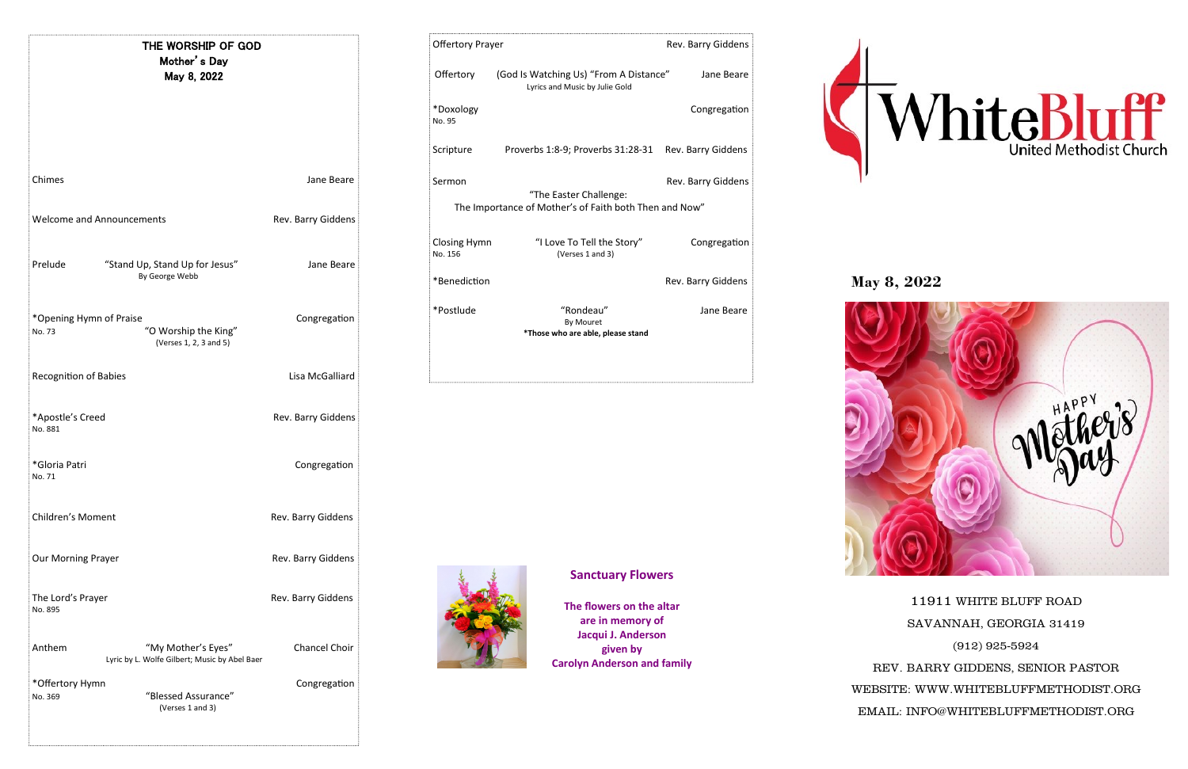# THE WORSHIP OF GOD

## Mother's Day

## May 8, 2022

| | | |
|---|---|---|
| Chimes | | Jane Beare |
| Welcome and Announcements | | Rev. Barry Giddens |
| Prelude | "Stand Up, Stand Up for Jesus" By George Webb | Jane Beare |
| *Opening Hymn of Praise No. 73 | "O Worship the King" (Verses 1, 2, 3 and 5) | Congregation |
| Recognition of Babies | | Lisa McGalliard |
| *Apostle's Creed No. 881 | | Rev. Barry Giddens |
| *Gloria Patri No. 71 | | Congregation |
| Children's Moment | | Rev. Barry Giddens |
| Our Morning Prayer | | Rev. Barry Giddens |
| The Lord's Prayer No. 895 | | Rev. Barry Giddens |
| Anthem | "My Mother's Eyes" Lyric by L. Wolfe Gilbert; Music by Abel Baer | Chancel Choir |
| *Offertory Hymn No. 369 | "Blessed Assurance" (Verses 1 and 3) | Congregation |
| Offertory Prayer | | Rev. Barry Giddens |
| Offertory | (God Is Watching Us) "From A Distance" Lyrics and Music by Julie Gold | Jane Beare |
| *Doxology No. 95 | | Congregation |
| Scripture | Proverbs 1:8-9; Proverbs 31:28-31 | Rev. Barry Giddens |
| Sermon | "The Easter Challenge: The Importance of Mother's of Faith both Then and Now" | Rev. Barry Giddens |
| Closing Hymn No. 156 | "I Love To Tell the Story" (Verses 1 and 3) | Congregation |
| *Benediction | | Rev. Barry Giddens |
| *Postlude | "Rondeau" By Mouret | Jane Beare |

***Those who are able, please stand**

### Sanctuary Flowers

**The flowers on the altar are in memory of Jacqui J. Anderson given by Carolyn Anderson and family**

WhiteBluff United Methodist Church

**May 8, 2022**

HAPPY Mother's Day

11911 WHITE BLUFF ROAD
SAVANNAH, GEORGIA 31419
(912) 925-5924
REV. BARRY GIDDENS, SENIOR PASTOR
WEBSITE: WWW.WHITEBLUFFMETHODIST.ORG
EMAIL: INFO@WHITEBLUFFMETHODIST.ORG